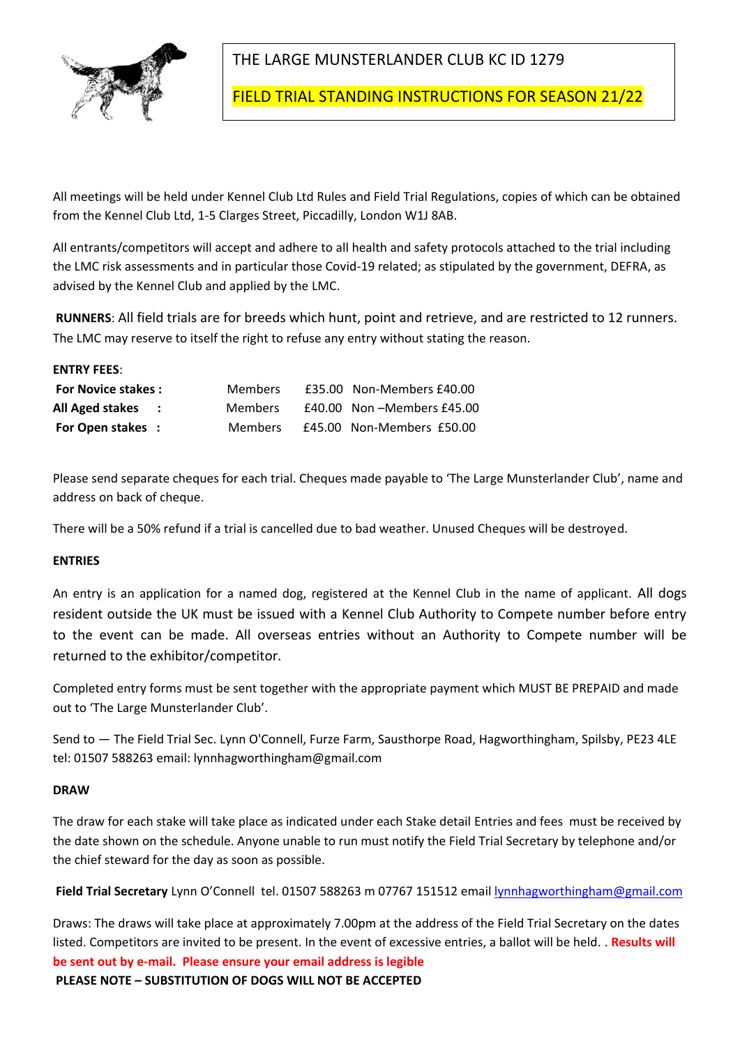# THE LARGE MUNSTERLANDER CLUB KC ID 1279

## FIELD TRIAL STANDING INSTRUCTIONS FOR SEASON 21/22

All meetings will be held under Kennel Club Ltd Rules and Field Trial Regulations, copies of which can be obtained from the Kennel Club Ltd, 1-5 Clarges Street, Piccadilly, London W1J 8AB.

All entrants/competitors will accept and adhere to all health and safety protocols attached to the trial including the LMC risk assessments and in particular those Covid-19 related; as stipulated by the government, DEFRA, as advised by the Kennel Club and applied by the LMC.

**RUNNERS**: All field trials are for breeds which hunt, point and retrieve, and are restricted to 12 runners. The LMC may reserve to itself the right to refuse any entry without stating the reason.

**ENTRY FEES**:

| | | | |
|---|---|---|---|
| **For Novice stakes :** | Members | £35.00 | Non-Members £40.00 |
| **All Aged stakes :** | Members | £40.00 | Non –Members £45.00 |
| **For Open stakes :** | Members | £45.00 | Non-Members £50.00 |

Please send separate cheques for each trial. Cheques made payable to 'The Large Munsterlander Club', name and address on back of cheque.

There will be a 50% refund if a trial is cancelled due to bad weather. Unused Cheques will be destroyed.

**ENTRIES**

An entry is an application for a named dog, registered at the Kennel Club in the name of applicant. All dogs resident outside the UK must be issued with a Kennel Club Authority to Compete number before entry to the event can be made. All overseas entries without an Authority to Compete number will be returned to the exhibitor/competitor.

Completed entry forms must be sent together with the appropriate payment which MUST BE PREPAID and made out to 'The Large Munsterlander Club'.

Send to — The Field Trial Sec. Lynn O'Connell, Furze Farm, Sausthorpe Road, Hagworthingham, Spilsby, PE23 4LE tel: 01507 588263 email: lynnhagworthingham@gmail.com

**DRAW**

The draw for each stake will take place as indicated under each Stake detail Entries and fees must be received by the date shown on the schedule. Anyone unable to run must notify the Field Trial Secretary by telephone and/or the chief steward for the day as soon as possible.

**Field Trial Secretary** Lynn O'Connell tel. 01507 588263 m 07767 151512 email lynnhagworthingham@gmail.com

Draws: The draws will take place at approximately 7.00pm at the address of the Field Trial Secretary on the dates listed. Competitors are invited to be present. In the event of excessive entries, a ballot will be held. . **Results will be sent out by e-mail. Please ensure your email address is legible**

**PLEASE NOTE – SUBSTITUTION OF DOGS WILL NOT BE ACCEPTED**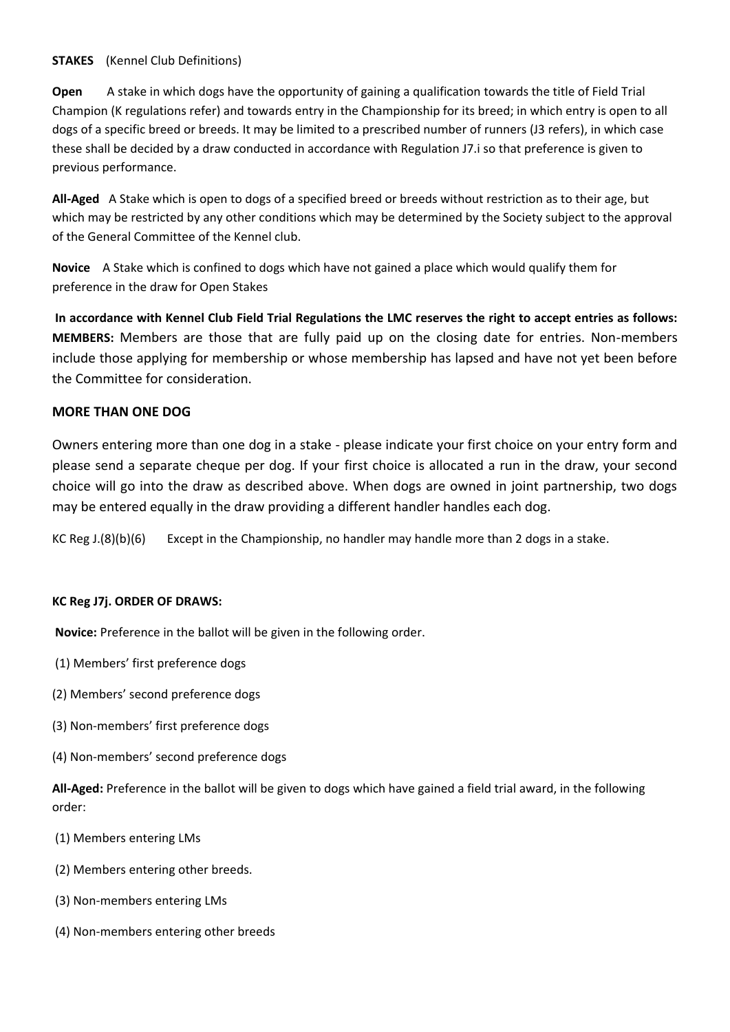**STAKES** (Kennel Club Definitions)

**Open** A stake in which dogs have the opportunity of gaining a qualification towards the title of Field Trial Champion (K regulations refer) and towards entry in the Championship for its breed; in which entry is open to all dogs of a specific breed or breeds. It may be limited to a prescribed number of runners (J3 refers), in which case these shall be decided by a draw conducted in accordance with Regulation J7.i so that preference is given to previous performance.

**All-Aged** A Stake which is open to dogs of a specified breed or breeds without restriction as to their age, but which may be restricted by any other conditions which may be determined by the Society subject to the approval of the General Committee of the Kennel club.

**Novice** A Stake which is confined to dogs which have not gained a place which would qualify them for preference in the draw for Open Stakes

**In accordance with Kennel Club Field Trial Regulations the LMC reserves the right to accept entries as follows:**
**MEMBERS:** Members are those that are fully paid up on the closing date for entries. Non-members include those applying for membership or whose membership has lapsed and have not yet been before the Committee for consideration.

**MORE THAN ONE DOG**

Owners entering more than one dog in a stake - please indicate your first choice on your entry form and please send a separate cheque per dog. If your first choice is allocated a run in the draw, your second choice will go into the draw as described above. When dogs are owned in joint partnership, two dogs may be entered equally in the draw providing a different handler handles each dog.

KC Reg J.(8)(b)(6) Except in the Championship, no handler may handle more than 2 dogs in a stake.

**KC Reg J7j. ORDER OF DRAWS:**

**Novice:** Preference in the ballot will be given in the following order.

(1) Members' first preference dogs

(2) Members' second preference dogs

(3) Non-members' first preference dogs

(4) Non-members' second preference dogs

**All-Aged:** Preference in the ballot will be given to dogs which have gained a field trial award, in the following order:

(1) Members entering LMs

(2) Members entering other breeds.

(3) Non-members entering LMs

(4) Non-members entering other breeds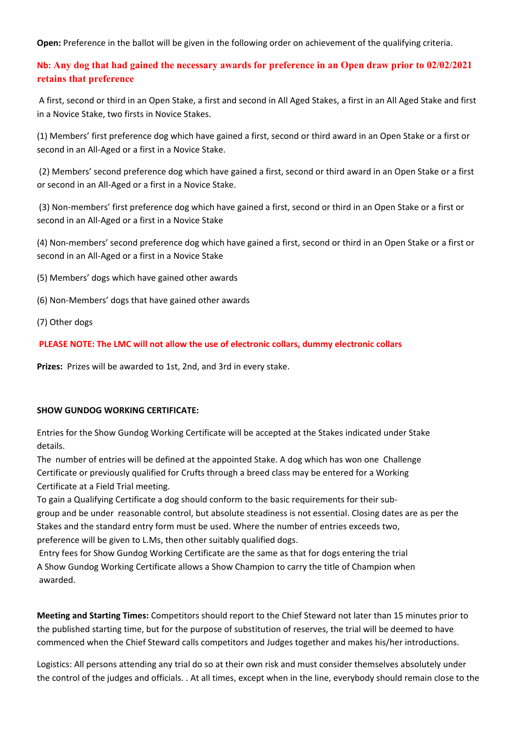**Open:** Preference in the ballot will be given in the following order on achievement of the qualifying criteria.

**Nb: Any dog that had gained the necessary awards for preference in an Open draw prior to 02/02/2021 retains that preference**

A first, second or third in an Open Stake, a first and second in All Aged Stakes, a first in an All Aged Stake and first in a Novice Stake, two firsts in Novice Stakes.

(1) Members' first preference dog which have gained a first, second or third award in an Open Stake or a first or second in an All-Aged or a first in a Novice Stake.

(2) Members' second preference dog which have gained a first, second or third award in an Open Stake or a first or second in an All-Aged or a first in a Novice Stake.

(3) Non-members' first preference dog which have gained a first, second or third in an Open Stake or a first or second in an All-Aged or a first in a Novice Stake

(4) Non-members' second preference dog which have gained a first, second or third in an Open Stake or a first or second in an All-Aged or a first in a Novice Stake

(5) Members' dogs which have gained other awards

(6) Non-Members' dogs that have gained other awards

(7) Other dogs

**PLEASE NOTE: The LMC will not allow the use of electronic collars, dummy electronic collars**

**Prizes:** Prizes will be awarded to 1st, 2nd, and 3rd in every stake.

**SHOW GUNDOG WORKING CERTIFICATE:**

Entries for the Show Gundog Working Certificate will be accepted at the Stakes indicated under Stake details.
The number of entries will be defined at the appointed Stake. A dog which has won one Challenge Certificate or previously qualified for Crufts through a breed class may be entered for a Working Certificate at a Field Trial meeting.
To gain a Qualifying Certificate a dog should conform to the basic requirements for their sub-group and be under reasonable control, but absolute steadiness is not essential. Closing dates are as per the Stakes and the standard entry form must be used. Where the number of entries exceeds two, preference will be given to L.Ms, then other suitably qualified dogs.
Entry fees for Show Gundog Working Certificate are the same as that for dogs entering the trial
A Show Gundog Working Certificate allows a Show Champion to carry the title of Champion when awarded.

**Meeting and Starting Times:** Competitors should report to the Chief Steward not later than 15 minutes prior to the published starting time, but for the purpose of substitution of reserves, the trial will be deemed to have commenced when the Chief Steward calls competitors and Judges together and makes his/her introductions.

Logistics: All persons attending any trial do so at their own risk and must consider themselves absolutely under the control of the judges and officials. . At all times, except when in the line, everybody should remain close to the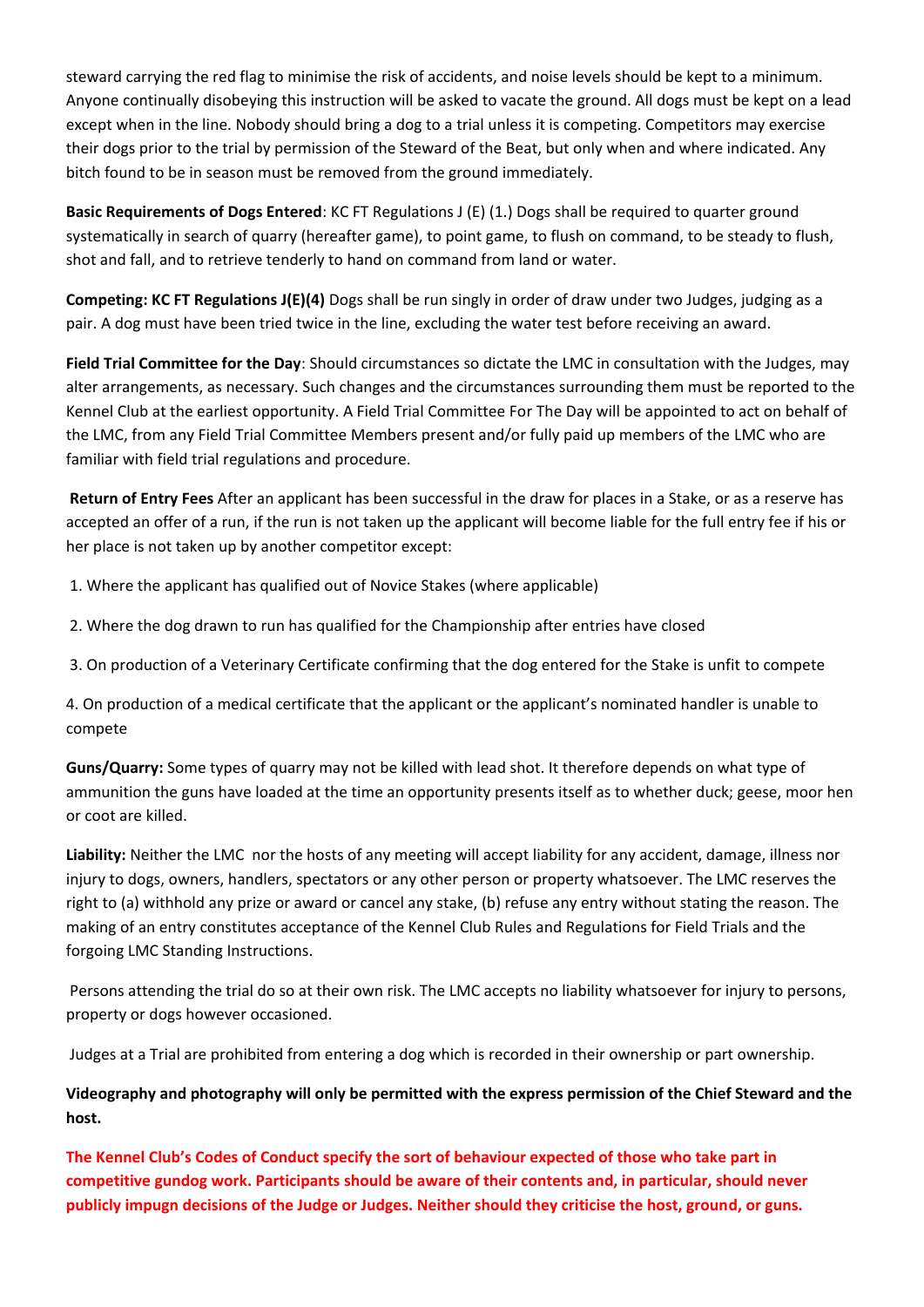steward carrying the red flag to minimise the risk of accidents, and noise levels should be kept to a minimum. Anyone continually disobeying this instruction will be asked to vacate the ground. All dogs must be kept on a lead except when in the line. Nobody should bring a dog to a trial unless it is competing. Competitors may exercise their dogs prior to the trial by permission of the Steward of the Beat, but only when and where indicated. Any bitch found to be in season must be removed from the ground immediately.

**Basic Requirements of Dogs Entered**: KC FT Regulations J (E) (1.) Dogs shall be required to quarter ground systematically in search of quarry (hereafter game), to point game, to flush on command, to be steady to flush, shot and fall, and to retrieve tenderly to hand on command from land or water.

**Competing: KC FT Regulations J(E)(4)** Dogs shall be run singly in order of draw under two Judges, judging as a pair. A dog must have been tried twice in the line, excluding the water test before receiving an award.

**Field Trial Committee for the Day**: Should circumstances so dictate the LMC in consultation with the Judges, may alter arrangements, as necessary. Such changes and the circumstances surrounding them must be reported to the Kennel Club at the earliest opportunity. A Field Trial Committee For The Day will be appointed to act on behalf of the LMC, from any Field Trial Committee Members present and/or fully paid up members of the LMC who are familiar with field trial regulations and procedure.

**Return of Entry Fees** After an applicant has been successful in the draw for places in a Stake, or as a reserve has accepted an offer of a run, if the run is not taken up the applicant will become liable for the full entry fee if his or her place is not taken up by another competitor except:

1. Where the applicant has qualified out of Novice Stakes (where applicable)
2. Where the dog drawn to run has qualified for the Championship after entries have closed
3. On production of a Veterinary Certificate confirming that the dog entered for the Stake is unfit to compete
4. On production of a medical certificate that the applicant or the applicant's nominated handler is unable to compete

**Guns/Quarry:** Some types of quarry may not be killed with lead shot. It therefore depends on what type of ammunition the guns have loaded at the time an opportunity presents itself as to whether duck; geese, moor hen or coot are killed.

**Liability:** Neither the LMC nor the hosts of any meeting will accept liability for any accident, damage, illness nor injury to dogs, owners, handlers, spectators or any other person or property whatsoever. The LMC reserves the right to (a) withhold any prize or award or cancel any stake, (b) refuse any entry without stating the reason. The making of an entry constitutes acceptance of the Kennel Club Rules and Regulations for Field Trials and the forgoing LMC Standing Instructions.

Persons attending the trial do so at their own risk. The LMC accepts no liability whatsoever for injury to persons, property or dogs however occasioned.

Judges at a Trial are prohibited from entering a dog which is recorded in their ownership or part ownership.

**Videography and photography will only be permitted with the express permission of the Chief Steward and the host.**

**The Kennel Club's Codes of Conduct specify the sort of behaviour expected of those who take part in competitive gundog work. Participants should be aware of their contents and, in particular, should never publicly impugn decisions of the Judge or Judges. Neither should they criticise the host, ground, or guns.**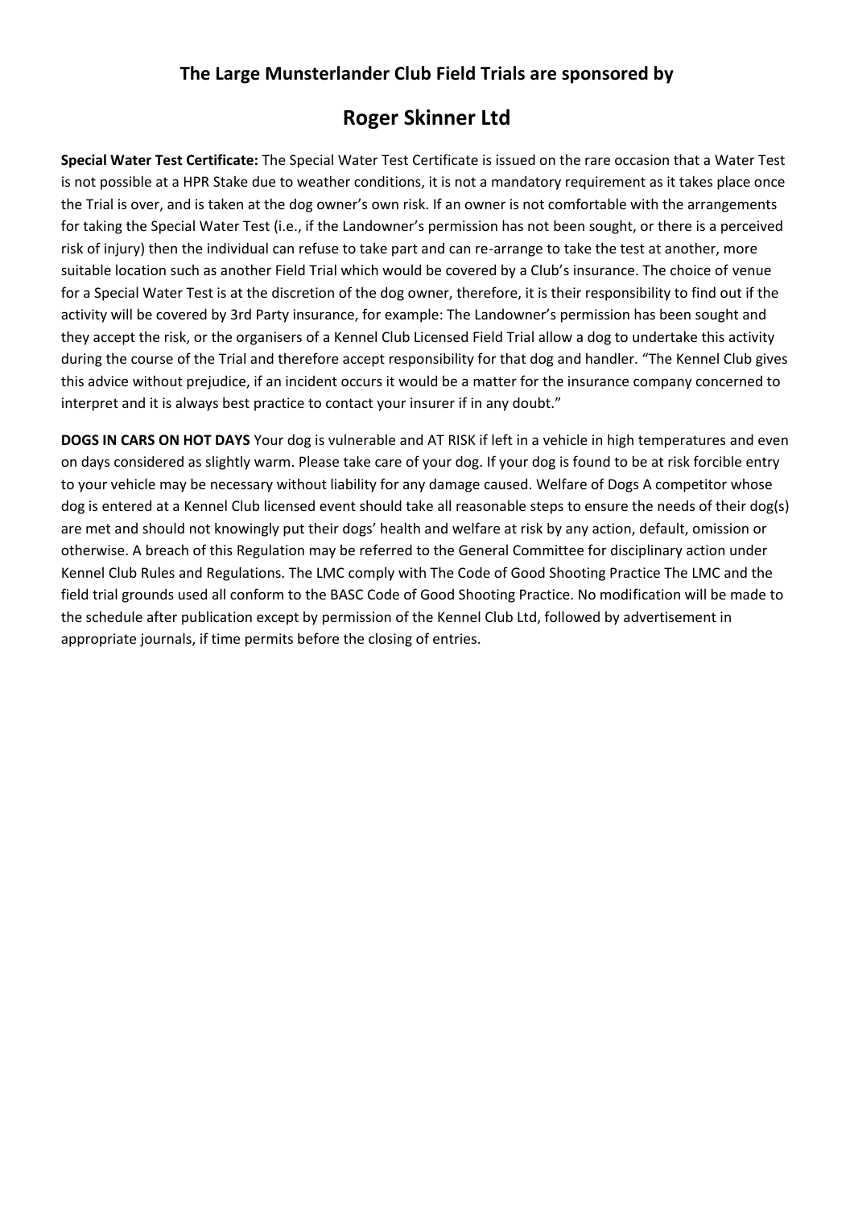### The Large Munsterlander Club Field Trials are sponsored by

## Roger Skinner Ltd

**Special Water Test Certificate:** The Special Water Test Certificate is issued on the rare occasion that a Water Test is not possible at a HPR Stake due to weather conditions, it is not a mandatory requirement as it takes place once the Trial is over, and is taken at the dog owner's own risk. If an owner is not comfortable with the arrangements for taking the Special Water Test (i.e., if the Landowner's permission has not been sought, or there is a perceived risk of injury) then the individual can refuse to take part and can re-arrange to take the test at another, more suitable location such as another Field Trial which would be covered by a Club's insurance. The choice of venue for a Special Water Test is at the discretion of the dog owner, therefore, it is their responsibility to find out if the activity will be covered by 3rd Party insurance, for example: The Landowner's permission has been sought and they accept the risk, or the organisers of a Kennel Club Licensed Field Trial allow a dog to undertake this activity during the course of the Trial and therefore accept responsibility for that dog and handler. "The Kennel Club gives this advice without prejudice, if an incident occurs it would be a matter for the insurance company concerned to interpret and it is always best practice to contact your insurer if in any doubt."

**DOGS IN CARS ON HOT DAYS** Your dog is vulnerable and AT RISK if left in a vehicle in high temperatures and even on days considered as slightly warm. Please take care of your dog. If your dog is found to be at risk forcible entry to your vehicle may be necessary without liability for any damage caused. Welfare of Dogs A competitor whose dog is entered at a Kennel Club licensed event should take all reasonable steps to ensure the needs of their dog(s) are met and should not knowingly put their dogs' health and welfare at risk by any action, default, omission or otherwise. A breach of this Regulation may be referred to the General Committee for disciplinary action under Kennel Club Rules and Regulations. The LMC comply with The Code of Good Shooting Practice The LMC and the field trial grounds used all conform to the BASC Code of Good Shooting Practice. No modification will be made to the schedule after publication except by permission of the Kennel Club Ltd, followed by advertisement in appropriate journals, if time permits before the closing of entries.